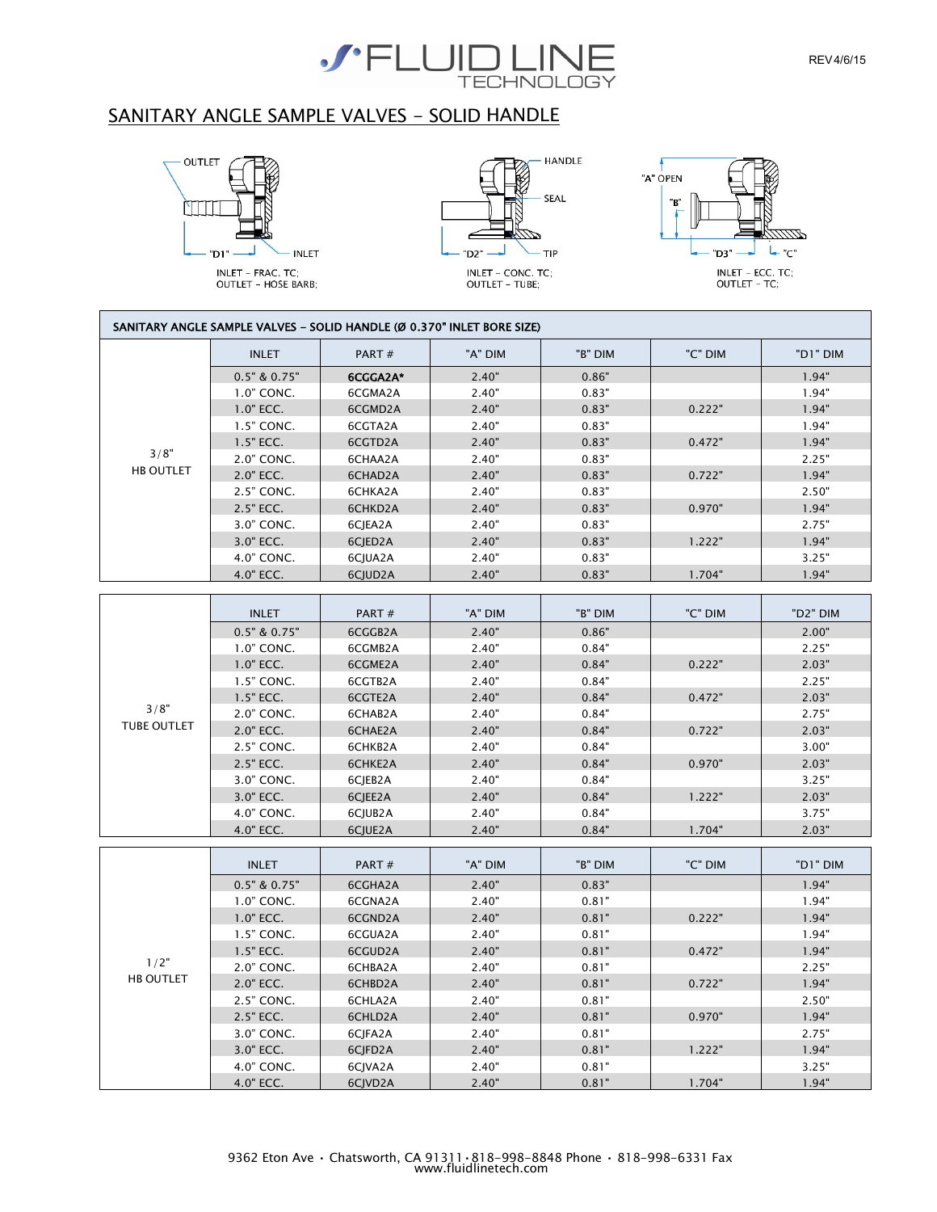# SANITARY ANGLE SAMPLE VALVES - SOLID HANDLE

OUTLET

"D1"

INLET

INLET - FRAC. TC;
OUTLET - HOSE BARB;

HANDLE

SEAL

"D2"

TIP

INLET - CONC. TC;
OUTLET - TUBE;

"A" OPEN

"B"

"D3"

"C"

INLET - ECC. TC;
OUTLET - TC;

SANITARY ANGLE SAMPLE VALVES – SOLID HANDLE (Ø 0.370" INLET BORE SIZE)

| | INLET | PART # | "A" DIM | "B" DIM | "C" DIM | "D1" DIM |
|---|---|---|---|---|---|---|
| 3/8" HB OUTLET | 0.5" & 0.75" | **6CGGA2A*** | 2.40" | 0.86" | | 1.94" |
| | 1.0" CONC. | 6CGMA2A | 2.40" | 0.83" | | 1.94" |
| | 1.0" ECC. | 6CGMD2A | 2.40" | 0.83" | 0.222" | 1.94" |
| | 1.5" CONC. | 6CGTA2A | 2.40" | 0.83" | | 1.94" |
| | 1.5" ECC. | 6CGTD2A | 2.40" | 0.83" | 0.472" | 1.94" |
| | 2.0" CONC. | 6CHAA2A | 2.40" | 0.83" | | 2.25" |
| | 2.0" ECC. | 6CHAD2A | 2.40" | 0.83" | 0.722" | 1.94" |
| | 2.5" CONC. | 6CHKA2A | 2.40" | 0.83" | | 2.50" |
| | 2.5" ECC. | 6CHKD2A | 2.40" | 0.83" | 0.970" | 1.94" |
| | 3.0" CONC. | 6CJEA2A | 2.40" | 0.83" | | 2.75" |
| | 3.0" ECC. | 6CJED2A | 2.40" | 0.83" | 1.222" | 1.94" |
| | 4.0" CONC. | 6CJUA2A | 2.40" | 0.83" | | 3.25" |
| | 4.0" ECC. | 6CJUD2A | 2.40" | 0.83" | 1.704" | 1.94" |

| | INLET | PART # | "A" DIM | "B" DIM | "C" DIM | "D2" DIM |
|---|---|---|---|---|---|---|
| 3/8" TUBE OUTLET | 0.5" & 0.75" | 6CGGB2A | 2.40" | 0.86" | | 2.00" |
| | 1.0" CONC. | 6CGMB2A | 2.40" | 0.84" | | 2.25" |
| | 1.0" ECC. | 6CGME2A | 2.40" | 0.84" | 0.222" | 2.03" |
| | 1.5" CONC. | 6CGTB2A | 2.40" | 0.84" | | 2.25" |
| | 1.5" ECC. | 6CGTE2A | 2.40" | 0.84" | 0.472" | 2.03" |
| | 2.0" CONC. | 6CHAB2A | 2.40" | 0.84" | | 2.75" |
| | 2.0" ECC. | 6CHAE2A | 2.40" | 0.84" | 0.722" | 2.03" |
| | 2.5" CONC. | 6CHKB2A | 2.40" | 0.84" | | 3.00" |
| | 2.5" ECC. | 6CHKE2A | 2.40" | 0.84" | 0.970" | 2.03" |
| | 3.0" CONC. | 6CJEB2A | 2.40" | 0.84" | | 3.25" |
| | 3.0" ECC. | 6CJEE2A | 2.40" | 0.84" | 1.222" | 2.03" |
| | 4.0" CONC. | 6CJUB2A | 2.40" | 0.84" | | 3.75" |
| | 4.0" ECC. | 6CJUE2A | 2.40" | 0.84" | 1.704" | 2.03" |

| | INLET | PART # | "A" DIM | "B" DIM | "C" DIM | "D1" DIM |
|---|---|---|---|---|---|---|
| 1/2" HB OUTLET | 0.5" & 0.75" | 6CGHA2A | 2.40" | 0.83" | | 1.94" |
| | 1.0" CONC. | 6CGNA2A | 2.40" | 0.81" | | 1.94" |
| | 1.0" ECC. | 6CGND2A | 2.40" | 0.81" | 0.222" | 1.94" |
| | 1.5" CONC. | 6CGUA2A | 2.40" | 0.81" | | 1.94" |
| | 1.5" ECC. | 6CGUD2A | 2.40" | 0.81" | 0.472" | 1.94" |
| | 2.0" CONC. | 6CHBA2A | 2.40" | 0.81" | | 2.25" |
| | 2.0" ECC. | 6CHBD2A | 2.40" | 0.81" | 0.722" | 1.94" |
| | 2.5" CONC. | 6CHLA2A | 2.40" | 0.81" | | 2.50" |
| | 2.5" ECC. | 6CHLD2A | 2.40" | 0.81" | 0.970" | 1.94" |
| | 3.0" CONC. | 6CJFA2A | 2.40" | 0.81" | | 2.75" |
| | 3.0" ECC. | 6CJFD2A | 2.40" | 0.81" | 1.222" | 1.94" |
| | 4.0" CONC. | 6CJVA2A | 2.40" | 0.81" | | 3.25" |
| | 4.0" ECC. | 6CJVD2A | 2.40" | 0.81" | 1.704" | 1.94" |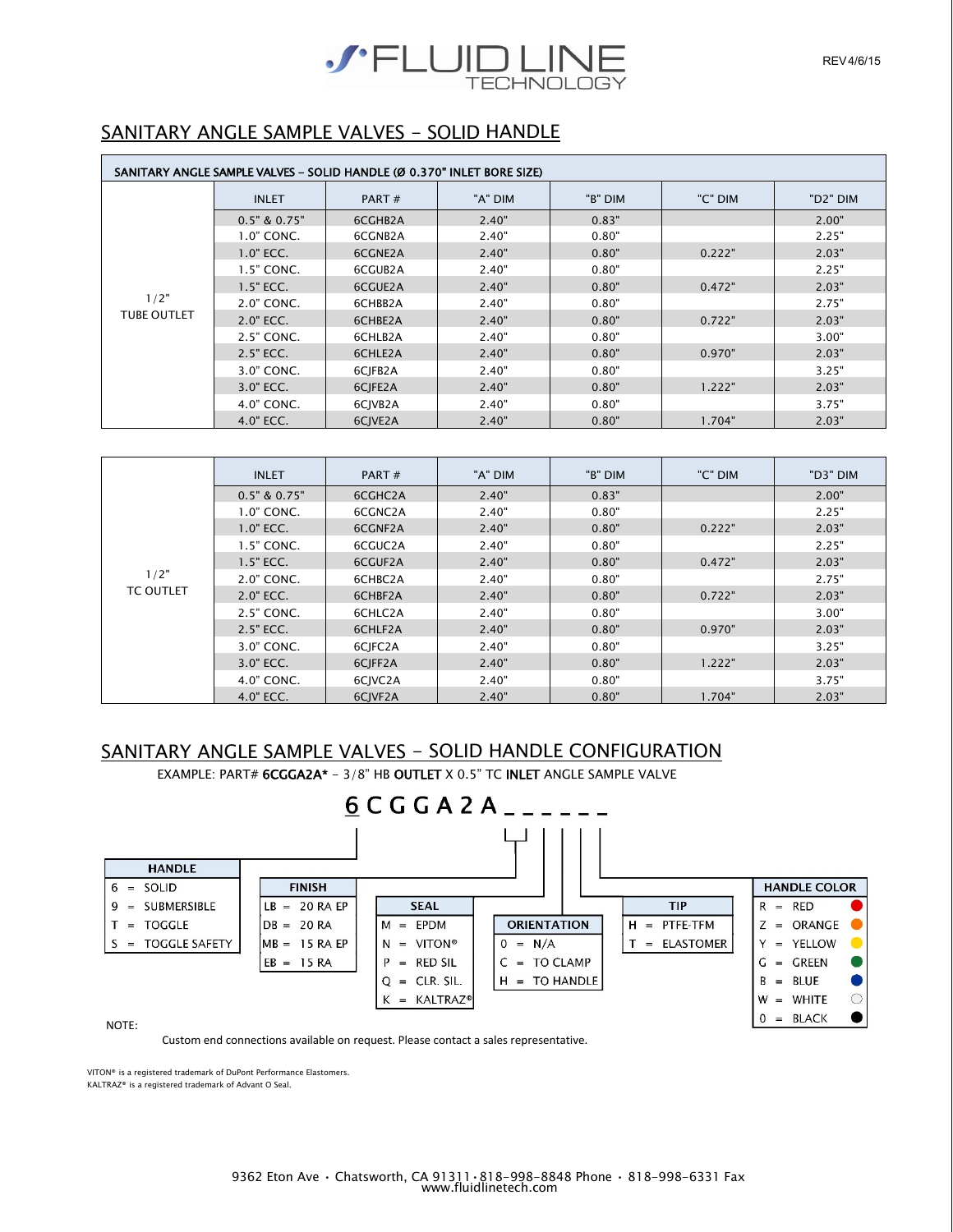# SANITARY ANGLE SAMPLE VALVES - SOLID HANDLE

| SANITARY ANGLE SAMPLE VALVES - SOLID HANDLE (Ø 0.370" INLET BORE SIZE) | | | | | | |
|---|---|---|---|---|---|---|
| | INLET | PART # | "A" DIM | "B" DIM | "C" DIM | "D2" DIM |
| 1/2" TUBE OUTLET | 0.5" & 0.75" | 6CGHB2A | 2.40" | 0.83" | | 2.00" |
| | 1.0" CONC. | 6CGNB2A | 2.40" | 0.80" | | 2.25" |
| | 1.0" ECC. | 6CGNE2A | 2.40" | 0.80" | 0.222" | 2.03" |
| | 1.5" CONC. | 6CGUB2A | 2.40" | 0.80" | | 2.25" |
| | 1.5" ECC. | 6CGUE2A | 2.40" | 0.80" | 0.472" | 2.03" |
| | 2.0" CONC. | 6CHBB2A | 2.40" | 0.80" | | 2.75" |
| | 2.0" ECC. | 6CHBE2A | 2.40" | 0.80" | 0.722" | 2.03" |
| | 2.5" CONC. | 6CHLB2A | 2.40" | 0.80" | | 3.00" |
| | 2.5" ECC. | 6CHLE2A | 2.40" | 0.80" | 0.970" | 2.03" |
| | 3.0" CONC. | 6CJFB2A | 2.40" | 0.80" | | 3.25" |
| | 3.0" ECC. | 6CJFE2A | 2.40" | 0.80" | 1.222" | 2.03" |
| | 4.0" CONC. | 6CJVB2A | 2.40" | 0.80" | | 3.75" |
| | 4.0" ECC. | 6CJVE2A | 2.40" | 0.80" | 1.704" | 2.03" |

| | INLET | PART # | "A" DIM | "B" DIM | "C" DIM | "D3" DIM |
|---|---|---|---|---|---|---|
| 1/2" TC OUTLET | 0.5" & 0.75" | 6CGHC2A | 2.40" | 0.83" | | 2.00" |
| | 1.0" CONC. | 6CGNC2A | 2.40" | 0.80" | | 2.25" |
| | 1.0" ECC. | 6CGNF2A | 2.40" | 0.80" | 0.222" | 2.03" |
| | 1.5" CONC. | 6CGUC2A | 2.40" | 0.80" | | 2.25" |
| | 1.5" ECC. | 6CGUF2A | 2.40" | 0.80" | 0.472" | 2.03" |
| | 2.0" CONC. | 6CHBC2A | 2.40" | 0.80" | | 2.75" |
| | 2.0" ECC. | 6CHBF2A | 2.40" | 0.80" | 0.722" | 2.03" |
| | 2.5" CONC. | 6CHLC2A | 2.40" | 0.80" | | 3.00" |
| | 2.5" ECC. | 6CHLF2A | 2.40" | 0.80" | 0.970" | 2.03" |
| | 3.0" CONC. | 6CJFC2A | 2.40" | 0.80" | | 3.25" |
| | 3.0" ECC. | 6CJFF2A | 2.40" | 0.80" | 1.222" | 2.03" |
| | 4.0" CONC. | 6CJVC2A | 2.40" | 0.80" | | 3.75" |
| | 4.0" ECC. | 6CJVF2A | 2.40" | 0.80" | 1.704" | 2.03" |

# SANITARY ANGLE SAMPLE VALVES - SOLID HANDLE CONFIGURATION

EXAMPLE: PART# **6CGGA2A*** - 3/8" HB **OUTLET** X 0.5" TC **INLET** ANGLE SAMPLE VALVE

**6 C G G A 2 A _ _ _ _ _ _**

| HANDLE |
|---|
| 6 = SOLID |
| 9 = SUBMERSIBLE |
| T = TOGGLE |
| S = TOGGLE SAFETY |

| FINISH |
|---|
| LB = 20 RA EP |
| DB = 20 RA |
| MB = 15 RA EP |
| EB = 15 RA |

| SEAL |
|---|
| M = EPDM |
| N = VITON® |
| P = RED SIL |
| Q = CLR. SIL. |
| K = KALTRAZ® |

| ORIENTATION |
|---|
| 0 = N/A |
| C = TO CLAMP |
| H = TO HANDLE |

| TIP |
|---|
| H = PTFE-TFM |
| T = ELASTOMER |

| HANDLE COLOR |
|---|
| R = RED |
| Z = ORANGE |
| Y = YELLOW |
| G = GREEN |
| B = BLUE |
| W = WHITE |
| 0 = BLACK |

NOTE:

Custom end connections available on request. Please contact a sales representative.

VITON® is a registered trademark of DuPont Performance Elastomers.
KALTRAZ® is a registered trademark of Advant O Seal.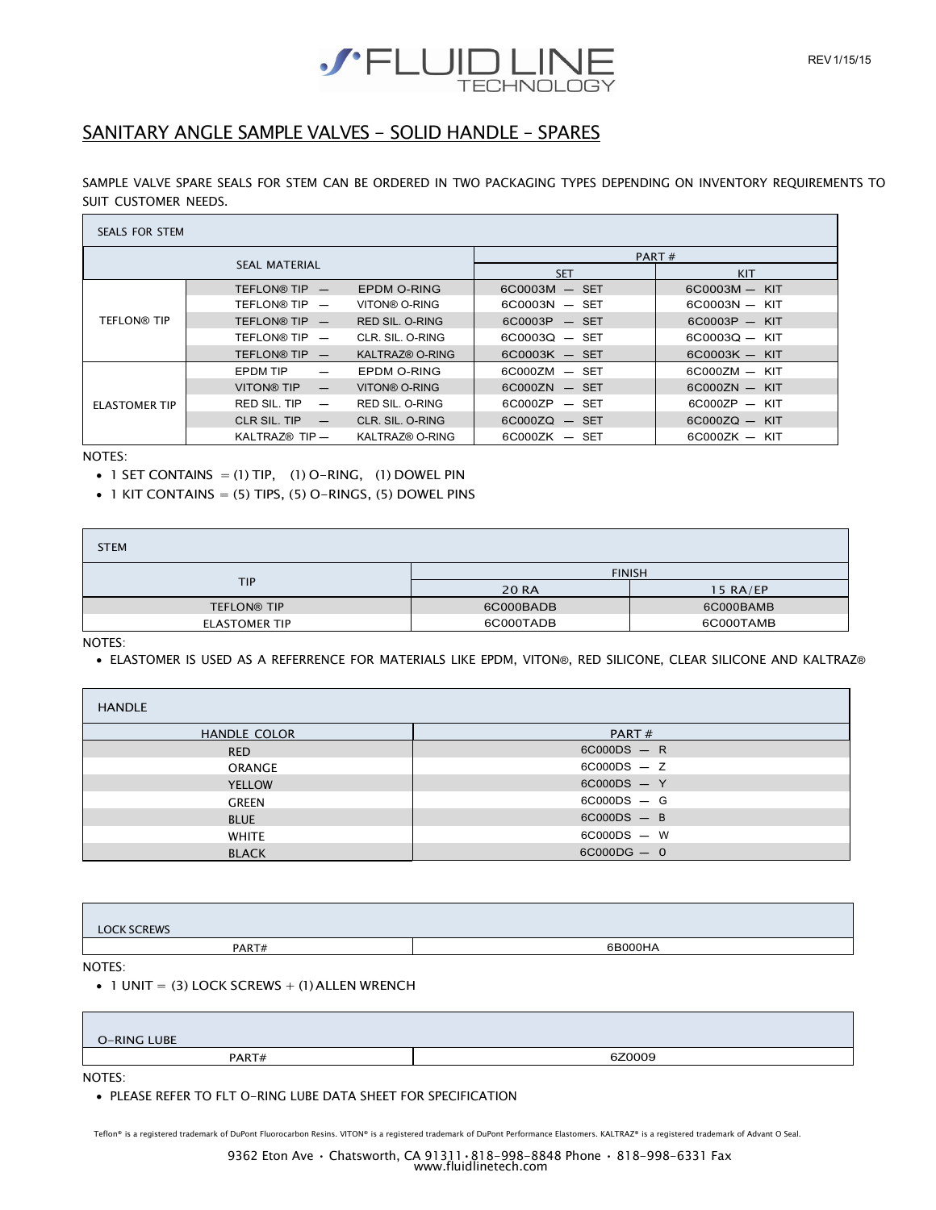REV 1/15/15

## SANITARY ANGLE SAMPLE VALVES – SOLID HANDLE – SPARES

SAMPLE VALVE SPARE SEALS FOR STEM CAN BE ORDERED IN TWO PACKAGING TYPES DEPENDING ON INVENTORY REQUIREMENTS TO SUIT CUSTOMER NEEDS.

| SEALS FOR STEM | | | | |
|---|---|---|---|---|
| SEAL MATERIAL | | | PART # | |
| | | | SET | KIT |
| TEFLON® TIP | TEFLON® TIP — | EPDM O-RING | 6C0003M — SET | 6C0003M — KIT |
| | TEFLON® TIP — | VITON® O-RING | 6C0003N — SET | 6C0003N — KIT |
| | TEFLON® TIP — | RED SIL. O-RING | 6C0003P — SET | 6C0003P — KIT |
| | TEFLON® TIP — | CLR. SIL. O-RING | 6C0003Q — SET | 6C0003Q — KIT |
| | TEFLON® TIP — | KALTRAZ® O-RING | 6C0003K — SET | 6C0003K — KIT |
| ELASTOMER TIP | EPDM TIP — | EPDM O-RING | 6C000ZM — SET | 6C000ZM — KIT |
| | VITON® TIP — | VITON® O-RING | 6C000ZN — SET | 6C000ZN — KIT |
| | RED SIL. TIP — | RED SIL. O-RING | 6C000ZP — SET | 6C000ZP — KIT |
| | CLR SIL. TIP — | CLR. SIL. O-RING | 6C000ZQ — SET | 6C000ZQ — KIT |
| | KALTRAZ® TIP — | KALTRAZ® O-RING | 6C000ZK — SET | 6C000ZK — KIT |

NOTES:

- 1 SET CONTAINS = (1) TIP, (1) O-RING, (1) DOWEL PIN
- 1 KIT CONTAINS = (5) TIPS, (5) O-RINGS, (5) DOWEL PINS

| STEM | | |
|---|---|---|
| TIP | FINISH | |
| | 20 RA | 15 RA/EP |
| TEFLON® TIP | 6C000BADB | 6C000BAMB |
| ELASTOMER TIP | 6C000TADB | 6C000TAMB |

NOTES:

- ELASTOMER IS USED AS A REFERRENCE FOR MATERIALS LIKE EPDM, VITON®, RED SILICONE, CLEAR SILICONE AND KALTRAZ®

| HANDLE | |
|---|---|
| HANDLE COLOR | PART # |
| RED | 6C000DS — R |
| ORANGE | 6C000DS — Z |
| YELLOW | 6C000DS — Y |
| GREEN | 6C000DS — G |
| BLUE | 6C000DS — B |
| WHITE | 6C000DS — W |
| BLACK | 6C000DG — 0 |

| LOCK SCREWS | |
|---|---|
| PART# | 6B000HA |

NOTES:

- 1 UNIT = (3) LOCK SCREWS + (1) ALLEN WRENCH

| O-RING LUBE | |
|---|---|
| PART# | 6Z0009 |

NOTES:

- PLEASE REFER TO FLT O-RING LUBE DATA SHEET FOR SPECIFICATION

Teflon® is a registered trademark of DuPont Fluorocarbon Resins. VITON® is a registered trademark of DuPont Performance Elastomers. KALTRAZ® is a registered trademark of Advant O Seal.

9362 Eton Ave • Chatsworth, CA 91311 • 818-998-8848 Phone • 818-998-6331 Fax
www.fluidlinetech.com